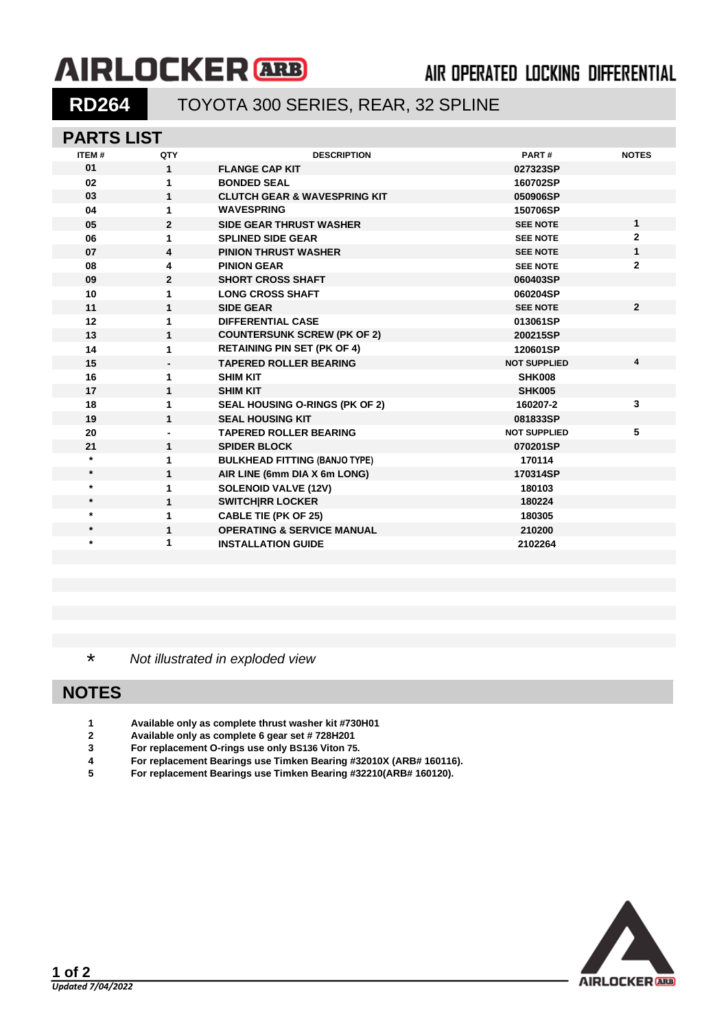# AIRLOCKER ARB

AIR OPERATED LOCKING DIFFERENTIAL

## RD264 TOYOTA 300 SERIES, REAR, 32 SPLINE

## PARTS LIST

| ITEM # | QTY | DESCRIPTION | PART # | NOTES |
|---|---|---|---|---|
| 01 | 1 | FLANGE CAP KIT | 027323SP | |
| 02 | 1 | BONDED SEAL | 160702SP | |
| 03 | 1 | CLUTCH GEAR & WAVESPRING KIT | 050906SP | |
| 04 | 1 | WAVESPRING | 150706SP | |
| 05 | 2 | SIDE GEAR THRUST WASHER | SEE NOTE | 1 |
| 06 | 1 | SPLINED SIDE GEAR | SEE NOTE | 2 |
| 07 | 4 | PINION THRUST WASHER | SEE NOTE | 1 |
| 08 | 4 | PINION GEAR | SEE NOTE | 2 |
| 09 | 2 | SHORT CROSS SHAFT | 060403SP | |
| 10 | 1 | LONG CROSS SHAFT | 060204SP | |
| 11 | 1 | SIDE GEAR | SEE NOTE | 2 |
| 12 | 1 | DIFFERENTIAL CASE | 013061SP | |
| 13 | 1 | COUNTERSUNK SCREW (PK OF 2) | 200215SP | |
| 14 | 1 | RETAINING PIN SET (PK OF 4) | 120601SP | |
| 15 | - | TAPERED ROLLER BEARING | NOT SUPPLIED | 4 |
| 16 | 1 | SHIM KIT | SHK008 | |
| 17 | 1 | SHIM KIT | SHK005 | |
| 18 | 1 | SEAL HOUSING O-RINGS (PK OF 2) | 160207-2 | 3 |
| 19 | 1 | SEAL HOUSING KIT | 081833SP | |
| 20 | - | TAPERED ROLLER BEARING | NOT SUPPLIED | 5 |
| 21 | 1 | SPIDER BLOCK | 070201SP | |
| * | 1 | BULKHEAD FITTING (BANJO TYPE) | 170114 | |
| * | 1 | AIR LINE (6mm DIA X 6m LONG) | 170314SP | |
| * | 1 | SOLENOID VALVE (12V) | 180103 | |
| * | 1 | SWITCH\|RR LOCKER | 180224 | |
| * | 1 | CABLE TIE (PK OF 25) | 180305 | |
| * | 1 | OPERATING & SERVICE MANUAL | 210200 | |
| * | 1 | INSTALLATION GUIDE | 2102264 | |

\* *Not illustrated in exploded view*

## NOTES

1. Available only as complete thrust washer kit #730H01
2. Available only as complete 6 gear set # 728H201
3. For replacement O-rings use only BS136 Viton 75.
4. For replacement Bearings use Timken Bearing #32010X (ARB# 160116).
5. For replacement Bearings use Timken Bearing #32210(ARB# 160120).

*Updated 7/04/2022*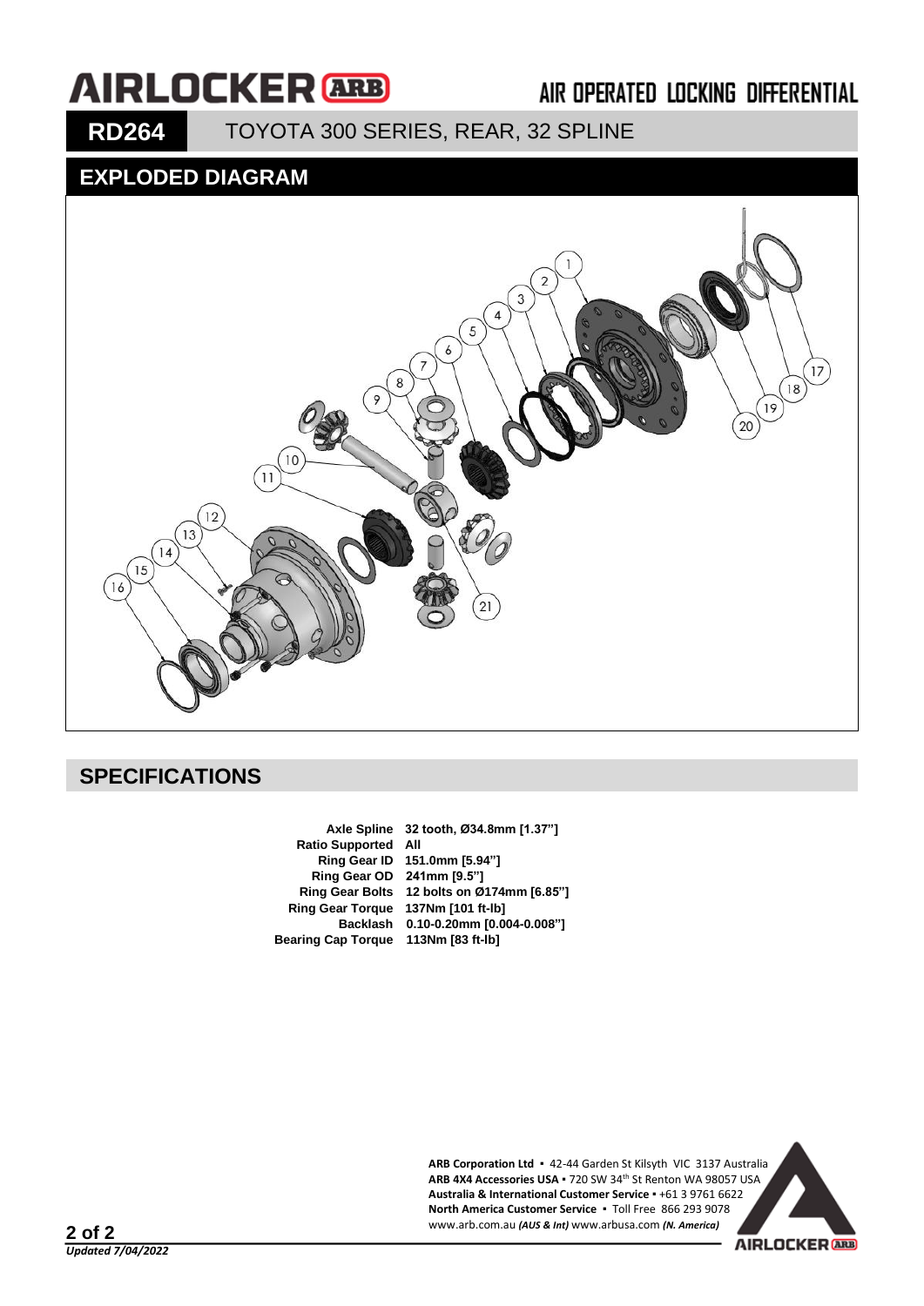# AIRLOCKER ARB

## AIR OPERATED LOCKING DIFFERENTIAL

**RD264** TOYOTA 300 SERIES, REAR, 32 SPLINE

## EXPLODED DIAGRAM

1
2
3
4
5
6
7
8
9
10
11
12
13
14
15
16
17
18
19
20
21

## SPECIFICATIONS

| | |
|---|---|
| **Axle Spline** | **32 tooth, Ø34.8mm [1.37"]** |
| **Ratio Supported** | **All** |
| **Ring Gear ID** | **151.0mm [5.94"]** |
| **Ring Gear OD** | **241mm [9.5"]** |
| **Ring Gear Bolts** | **12 bolts on Ø174mm [6.85"]** |
| **Ring Gear Torque** | **137Nm [101 ft-lb]** |
| **Backlash** | **0.10-0.20mm [0.004-0.008"]** |
| **Bearing Cap Torque** | **113Nm [83 ft-lb]** |

**ARB Corporation Ltd** ▪ 42-44 Garden St Kilsyth VIC 3137 Australia
**ARB 4X4 Accessories USA** ▪ 720 SW 34th St Renton WA 98057 USA
**Australia & International Customer Service** ▪ +61 3 9761 6622
**North America Customer Service** ▪ Toll Free 866 293 9078
www.arb.com.au ***(AUS & Int)*** www.arbusa.com ***(N. America)***

AIRLOCKER ARB

***Updated 7/04/2022***